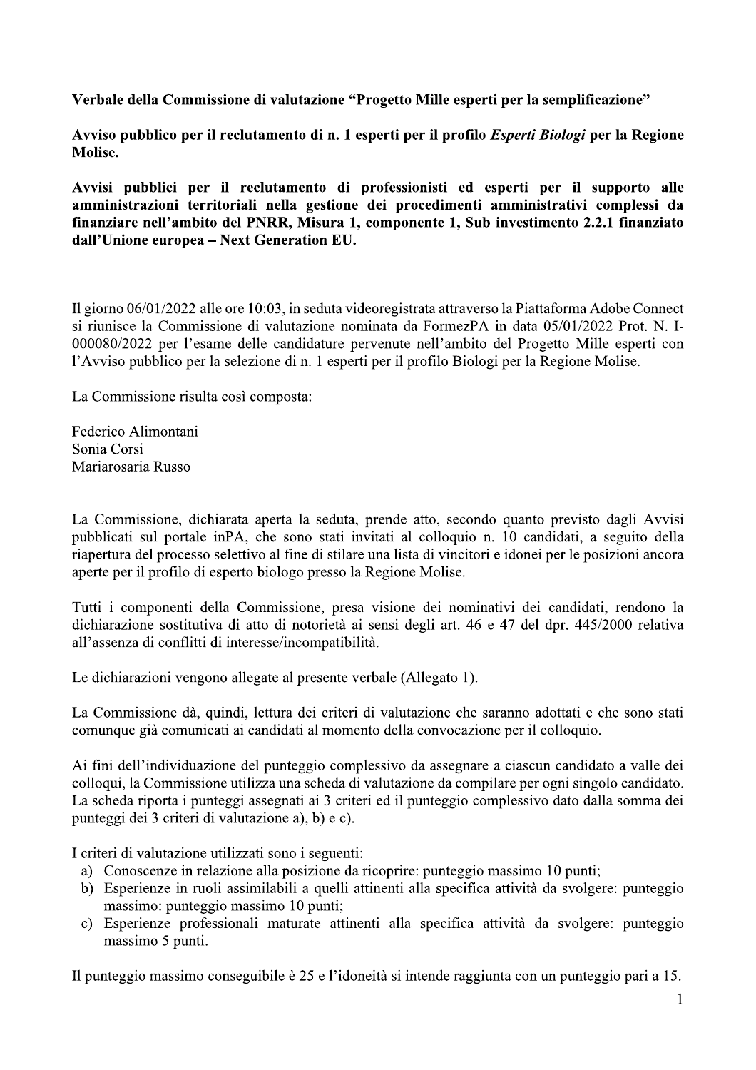**Verbale della Commissione di valutazione "Progetto Mille esperti per la semplificazione"**

**Avviso pubblico per il reclutamento di n. 1 esperti per il profilo *Esperti Biologi* per la Regione Molise.**

**Avvisi pubblici per il reclutamento di professionisti ed esperti per il supporto alle amministrazioni territoriali nella gestione dei procedimenti amministrativi complessi da finanziare nell'ambito del PNRR, Misura 1, componente 1, Sub investimento 2.2.1 finanziato dall'Unione europea – Next Generation EU.**

Il giorno 06/01/2022 alle ore 10:03, in seduta videoregistrata attraverso la Piattaforma Adobe Connect si riunisce la Commissione di valutazione nominata da FormezPA in data 05/01/2022 Prot. N. I-000080/2022 per l'esame delle candidature pervenute nell'ambito del Progetto Mille esperti con l'Avviso pubblico per la selezione di n. 1 esperti per il profilo Biologi per la Regione Molise.

La Commissione risulta così composta:

Federico Alimontani
Sonia Corsi
Mariarosaria Russo

La Commissione, dichiarata aperta la seduta, prende atto, secondo quanto previsto dagli Avvisi pubblicati sul portale inPA, che sono stati invitati al colloquio n. 10 candidati, a seguito della riapertura del processo selettivo al fine di stilare una lista di vincitori e idonei per le posizioni ancora aperte per il profilo di esperto biologo presso la Regione Molise.

Tutti i componenti della Commissione, presa visione dei nominativi dei candidati, rendono la dichiarazione sostitutiva di atto di notorietà ai sensi degli art. 46 e 47 del dpr. 445/2000 relativa all'assenza di conflitti di interesse/incompatibilità.

Le dichiarazioni vengono allegate al presente verbale (Allegato 1).

La Commissione dà, quindi, lettura dei criteri di valutazione che saranno adottati e che sono stati comunque già comunicati ai candidati al momento della convocazione per il colloquio.

Ai fini dell'individuazione del punteggio complessivo da assegnare a ciascun candidato a valle dei colloqui, la Commissione utilizza una scheda di valutazione da compilare per ogni singolo candidato. La scheda riporta i punteggi assegnati ai 3 criteri ed il punteggio complessivo dato dalla somma dei punteggi dei 3 criteri di valutazione a), b) e c).

I criteri di valutazione utilizzati sono i seguenti:

a) Conoscenze in relazione alla posizione da ricoprire: punteggio massimo 10 punti;
b) Esperienze in ruoli assimilabili a quelli attinenti alla specifica attività da svolgere: punteggio massimo: punteggio massimo 10 punti;
c) Esperienze professionali maturate attinenti alla specifica attività da svolgere: punteggio massimo 5 punti.

Il punteggio massimo conseguibile è 25 e l'idoneità si intende raggiunta con un punteggio pari a 15.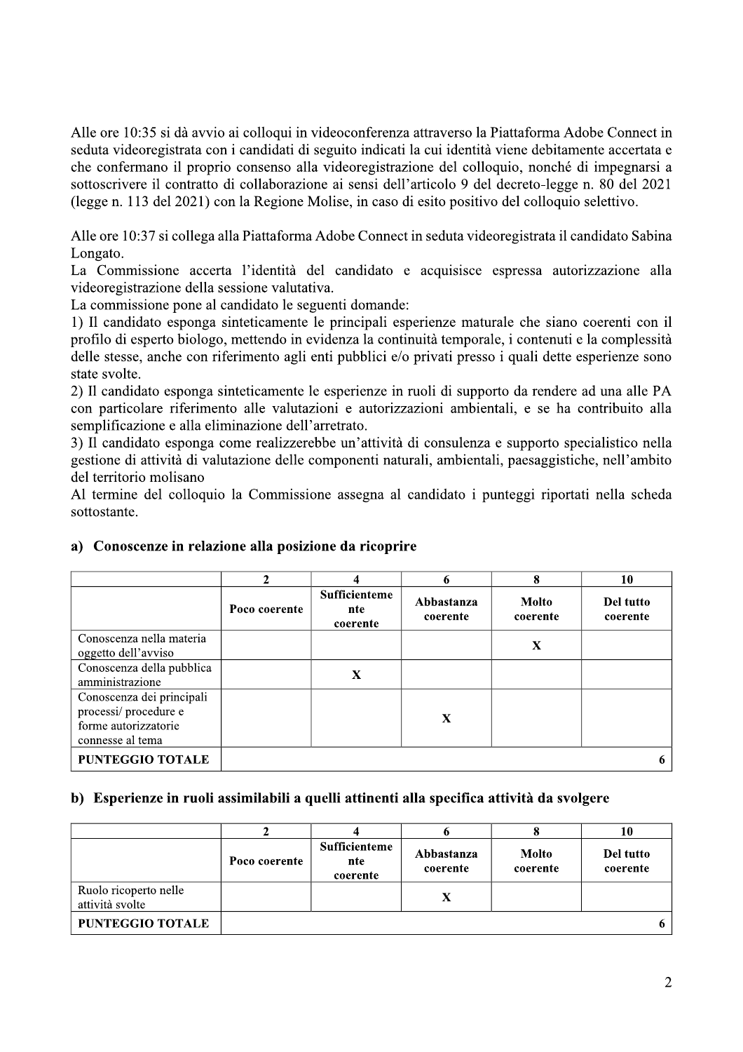Alle ore 10:35 si dà avvio ai colloqui in videoconferenza attraverso la Piattaforma Adobe Connect in seduta videoregistrata con i candidati di seguito indicati la cui identità viene debitamente accertata e che confermano il proprio consenso alla videoregistrazione del colloquio, nonché di impegnarsi a sottoscrivere il contratto di collaborazione ai sensi dell'articolo 9 del decreto-legge n. 80 del 2021 (legge n. 113 del 2021) con la Regione Molise, in caso di esito positivo del colloquio selettivo.

Alle ore 10:37 si collega alla Piattaforma Adobe Connect in seduta videoregistrata il candidato Sabina Longato.

La Commissione accerta l'identità del candidato e acquisisce espressa autorizzazione alla videoregistrazione della sessione valutativa.

La commissione pone al candidato le seguenti domande:

1) Il candidato esponga sinteticamente le principali esperienze maturale che siano coerenti con il profilo di esperto biologo, mettendo in evidenza la continuità temporale, i contenuti e la complessità delle stesse, anche con riferimento agli enti pubblici e/o privati presso i quali dette esperienze sono state svolte.
2) Il candidato esponga sinteticamente le esperienze in ruoli di supporto da rendere ad una alle PA con particolare riferimento alle valutazioni e autorizzazioni ambientali, e se ha contribuito alla semplificazione e alla eliminazione dell'arretrato.
3) Il candidato esponga come realizzerebbe un'attività di consulenza e supporto specialistico nella gestione di attività di valutazione delle componenti naturali, ambientali, paesaggistiche, nell'ambito del territorio molisano

Al termine del colloquio la Commissione assegna al candidato i punteggi riportati nella scheda sottostante.

## a) Conoscenze in relazione alla posizione da ricoprire

| | 2 | 4 | 6 | 8 | 10 |
|---|---|---|---|---|---|
| | Poco coerente | Sufficientemente coerente | Abbastanza coerente | Molto coerente | Del tutto coerente |
| Conoscenza nella materia oggetto dell'avviso | | | | X | |
| Conoscenza della pubblica amministrazione | | X | | | |
| Conoscenza dei principali processi/ procedure e forme autorizzatorie connesse al tema | | | X | | |
| **PUNTEGGIO TOTALE** | | | | | 6 |

## b) Esperienze in ruoli assimilabili a quelli attinenti alla specifica attività da svolgere

| | 2 | 4 | 6 | 8 | 10 |
|---|---|---|---|---|---|
| | Poco coerente | Sufficientemente coerente | Abbastanza coerente | Molto coerente | Del tutto coerente |
| Ruolo ricoperto nelle attività svolte | | | X | | |
| **PUNTEGGIO TOTALE** | | | | | 6 |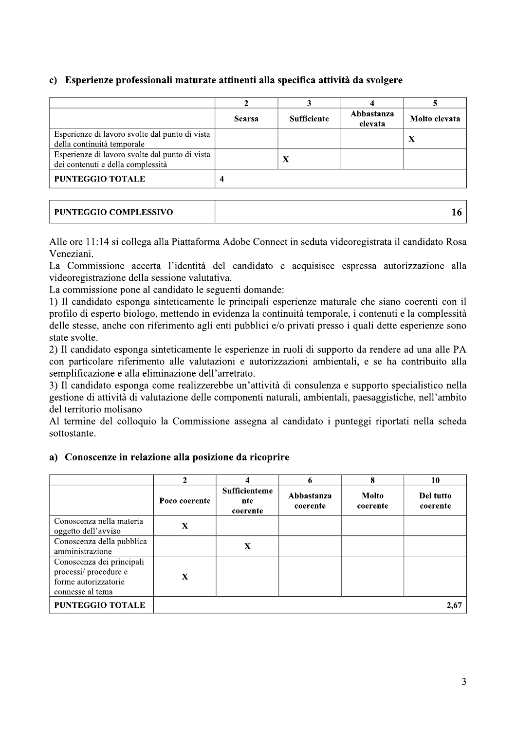## c) Esperienze professionali maturate attinenti alla specifica attività da svolgere

| | 2 | 3 | 4 | 5 |
|---|---|---|---|---|
| | Scarsa | Sufficiente | Abbastanza elevata | Molto elevata |
| Esperienze di lavoro svolte dal punto di vista della continuità temporale | | | | X |
| Esperienze di lavoro svolte dal punto di vista dei contenuti e della complessità | | X | | |
| **PUNTEGGIO TOTALE** | 4 | | | |

| **PUNTEGGIO COMPLESSIVO** | **16** |
|---|---|

Alle ore 11:14 si collega alla Piattaforma Adobe Connect in seduta videoregistrata il candidato Rosa Veneziani.

La Commissione accerta l'identità del candidato e acquisisce espressa autorizzazione alla videoregistrazione della sessione valutativa.

La commissione pone al candidato le seguenti domande:

1) Il candidato esponga sinteticamente le principali esperienze maturale che siano coerenti con il profilo di esperto biologo, mettendo in evidenza la continuità temporale, i contenuti e la complessità delle stesse, anche con riferimento agli enti pubblici e/o privati presso i quali dette esperienze sono state svolte.

2) Il candidato esponga sinteticamente le esperienze in ruoli di supporto da rendere ad una alle PA con particolare riferimento alle valutazioni e autorizzazioni ambientali, e se ha contribuito alla semplificazione e alla eliminazione dell'arretrato.

3) Il candidato esponga come realizzerebbe un'attività di consulenza e supporto specialistico nella gestione di attività di valutazione delle componenti naturali, ambientali, paesaggistiche, nell'ambito del territorio molisano

Al termine del colloquio la Commissione assegna al candidato i punteggi riportati nella scheda sottostante.

## a) Conoscenze in relazione alla posizione da ricoprire

| | 2 | 4 | 6 | 8 | 10 |
|---|---|---|---|---|---|
| | Poco coerente | Sufficientemente coerente | Abbastanza coerente | Molto coerente | Del tutto coerente |
| Conoscenza nella materia oggetto dell'avviso | X | | | | |
| Conoscenza della pubblica amministrazione | | X | | | |
| Conoscenza dei principali processi/ procedure e forme autorizzatorie connesse al tema | X | | | | |
| **PUNTEGGIO TOTALE** | | | | | 2,67 |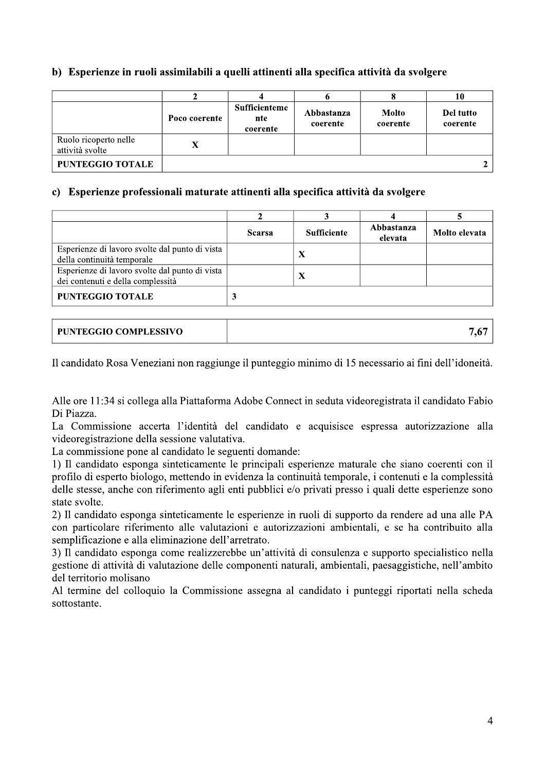### b) Esperienze in ruoli assimilabili a quelli attinenti alla specifica attività da svolgere

| | 2 | 4 | 6 | 8 | 10 |
|---|---|---|---|---|---|
| | Poco coerente | Sufficientemente coerente | Abbastanza coerente | Molto coerente | Del tutto coerente |
| Ruolo ricoperto nelle attività svolte | X | | | | |
| **PUNTEGGIO TOTALE** | | | | | **2** |

### c) Esperienze professionali maturate attinenti alla specifica attività da svolgere

| | 2 | 3 | 4 | 5 |
|---|---|---|---|---|
| | Scarsa | Sufficiente | Abbastanza elevata | Molto elevata |
| Esperienze di lavoro svolte dal punto di vista della continuità temporale | | X | | |
| Esperienze di lavoro svolte dal punto di vista dei contenuti e della complessità | | X | | |
| **PUNTEGGIO TOTALE** | 3 | | | |

| **PUNTEGGIO COMPLESSIVO** | **7,67** |
|---|---|

Il candidato Rosa Veneziani non raggiunge il punteggio minimo di 15 necessario ai fini dell'idoneità.

Alle ore 11:34 si collega alla Piattaforma Adobe Connect in seduta videoregistrata il candidato Fabio Di Piazza.

La Commissione accerta l'identità del candidato e acquisisce espressa autorizzazione alla videoregistrazione della sessione valutativa.

La commissione pone al candidato le seguenti domande:

1) Il candidato esponga sinteticamente le principali esperienze maturale che siano coerenti con il profilo di esperto biologo, mettendo in evidenza la continuità temporale, i contenuti e la complessità delle stesse, anche con riferimento agli enti pubblici e/o privati presso i quali dette esperienze sono state svolte.
2) Il candidato esponga sinteticamente le esperienze in ruoli di supporto da rendere ad una alle PA con particolare riferimento alle valutazioni e autorizzazioni ambientali, e se ha contribuito alla semplificazione e alla eliminazione dell'arretrato.
3) Il candidato esponga come realizzerebbe un'attività di consulenza e supporto specialistico nella gestione di attività di valutazione delle componenti naturali, ambientali, paesaggistiche, nell'ambito del territorio molisano

Al termine del colloquio la Commissione assegna al candidato i punteggi riportati nella scheda sottostante.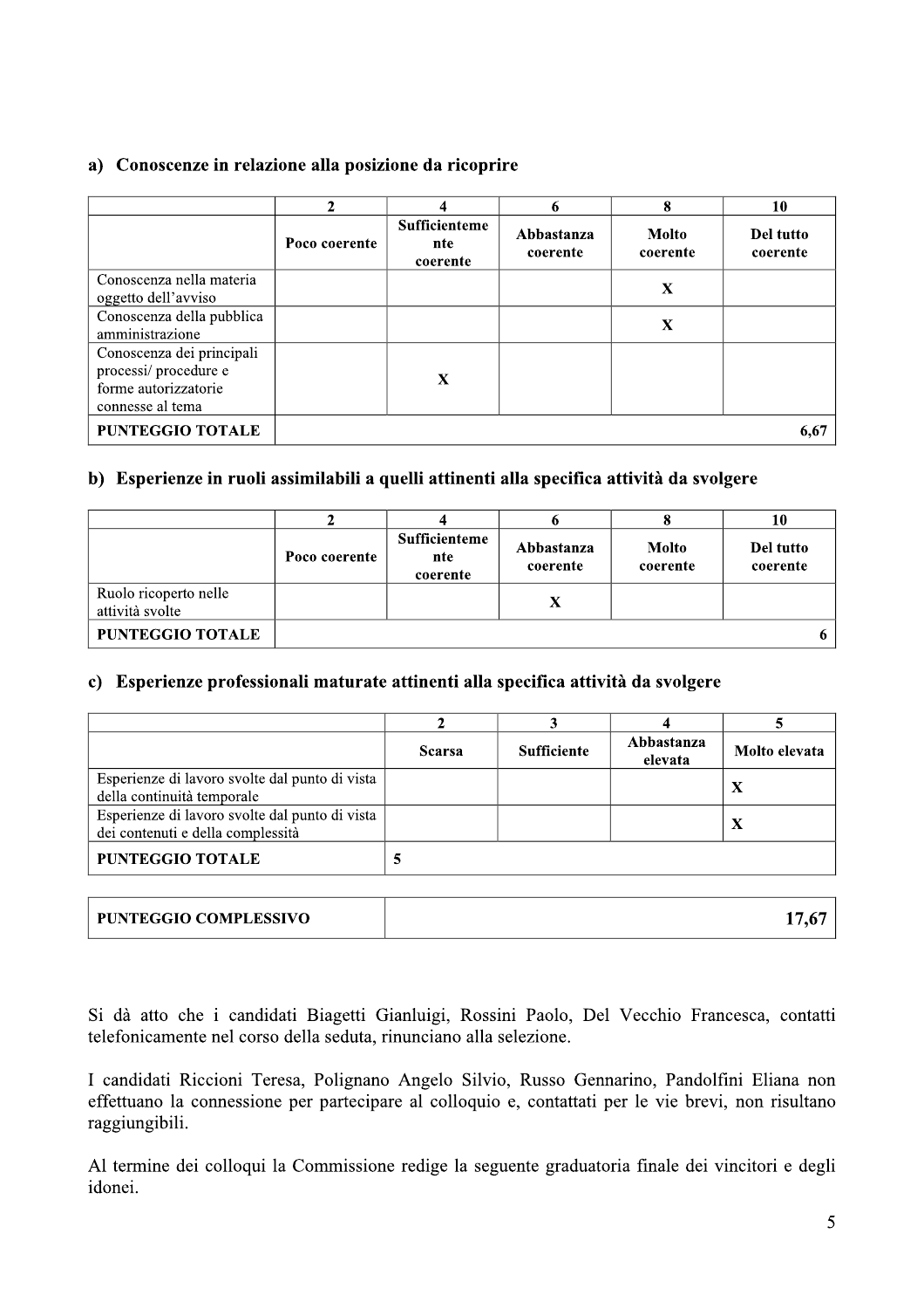## a) Conoscenze in relazione alla posizione da ricoprire

| | 2 | 4 | 6 | 8 | 10 |
|---|---|---|---|---|---|
| | Poco coerente | Sufficientemente coerente | Abbastanza coerente | Molto coerente | Del tutto coerente |
| Conoscenza nella materia oggetto dell'avviso | | | | X | |
| Conoscenza della pubblica amministrazione | | | | X | |
| Conoscenza dei principali processi/ procedure e forme autorizzatorie connesse al tema | | X | | | |
| **PUNTEGGIO TOTALE** | | | | | **6,67** |

## b) Esperienze in ruoli assimilabili a quelli attinenti alla specifica attività da svolgere

| | 2 | 4 | 6 | 8 | 10 |
|---|---|---|---|---|---|
| | Poco coerente | Sufficientemente coerente | Abbastanza coerente | Molto coerente | Del tutto coerente |
| Ruolo ricoperto nelle attività svolte | | | X | | |
| **PUNTEGGIO TOTALE** | | | | | **6** |

## c) Esperienze professionali maturate attinenti alla specifica attività da svolgere

| | 2 | 3 | 4 | 5 |
|---|---|---|---|---|
| | Scarsa | Sufficiente | Abbastanza elevata | Molto elevata |
| Esperienze di lavoro svolte dal punto di vista della continuità temporale | | | | X |
| Esperienze di lavoro svolte dal punto di vista dei contenuti e della complessità | | | | X |
| **PUNTEGGIO TOTALE** | **5** | | | |

| **PUNTEGGIO COMPLESSIVO** | **17,67** |
|---|---|

Si dà atto che i candidati Biagetti Gianluigi, Rossini Paolo, Del Vecchio Francesca, contatti telefonicamente nel corso della seduta, rinunciano alla selezione.

I candidati Riccioni Teresa, Polignano Angelo Silvio, Russo Gennarino, Pandolfini Eliana non effettuano la connessione per partecipare al colloquio e, contattati per le vie brevi, non risultano raggiungibili.

Al termine dei colloqui la Commissione redige la seguente graduatoria finale dei vincitori e degli idonei.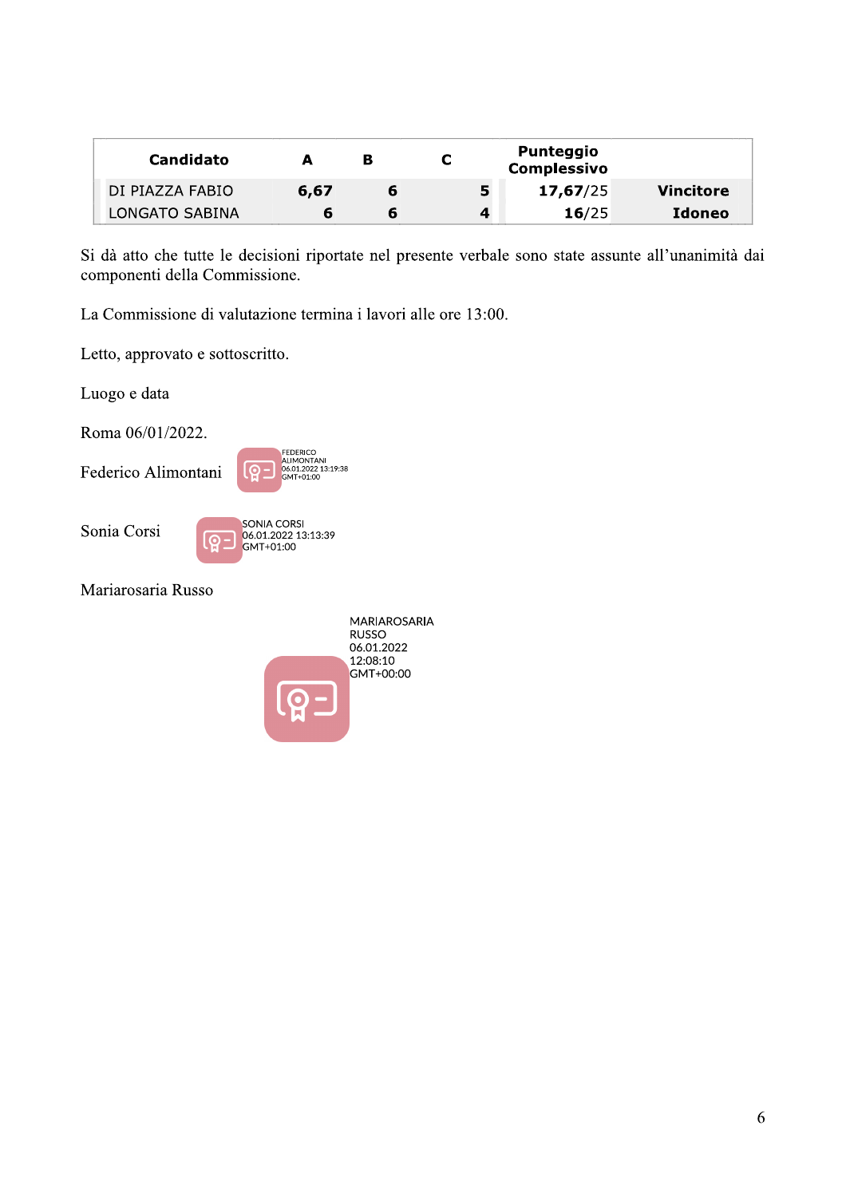| Candidato | A | B | C | Punteggio Complessivo | |
|---|---|---|---|---|---|
| DI PIAZZA FABIO | **6,67** | **6** | **5** | **17,67**/25 | **Vincitore** |
| LONGATO SABINA | **6** | **6** | **4** | **16**/25 | **Idoneo** |

Si dà atto che tutte le decisioni riportate nel presente verbale sono state assunte all'unanimità dai componenti della Commissione.

La Commissione di valutazione termina i lavori alle ore 13:00.

Letto, approvato e sottoscritto.

Luogo e data

Roma 06/01/2022.

Federico Alimontani

FEDERICO ALIMONTANI 06.01.2022 13:19:38 GMT+01:00

Sonia Corsi

SONIA CORSI 06.01.2022 13:13:39 GMT+01:00

Mariarosaria Russo

MARIAROSARIA RUSSO 06.01.2022 12:08:10 GMT+00:00